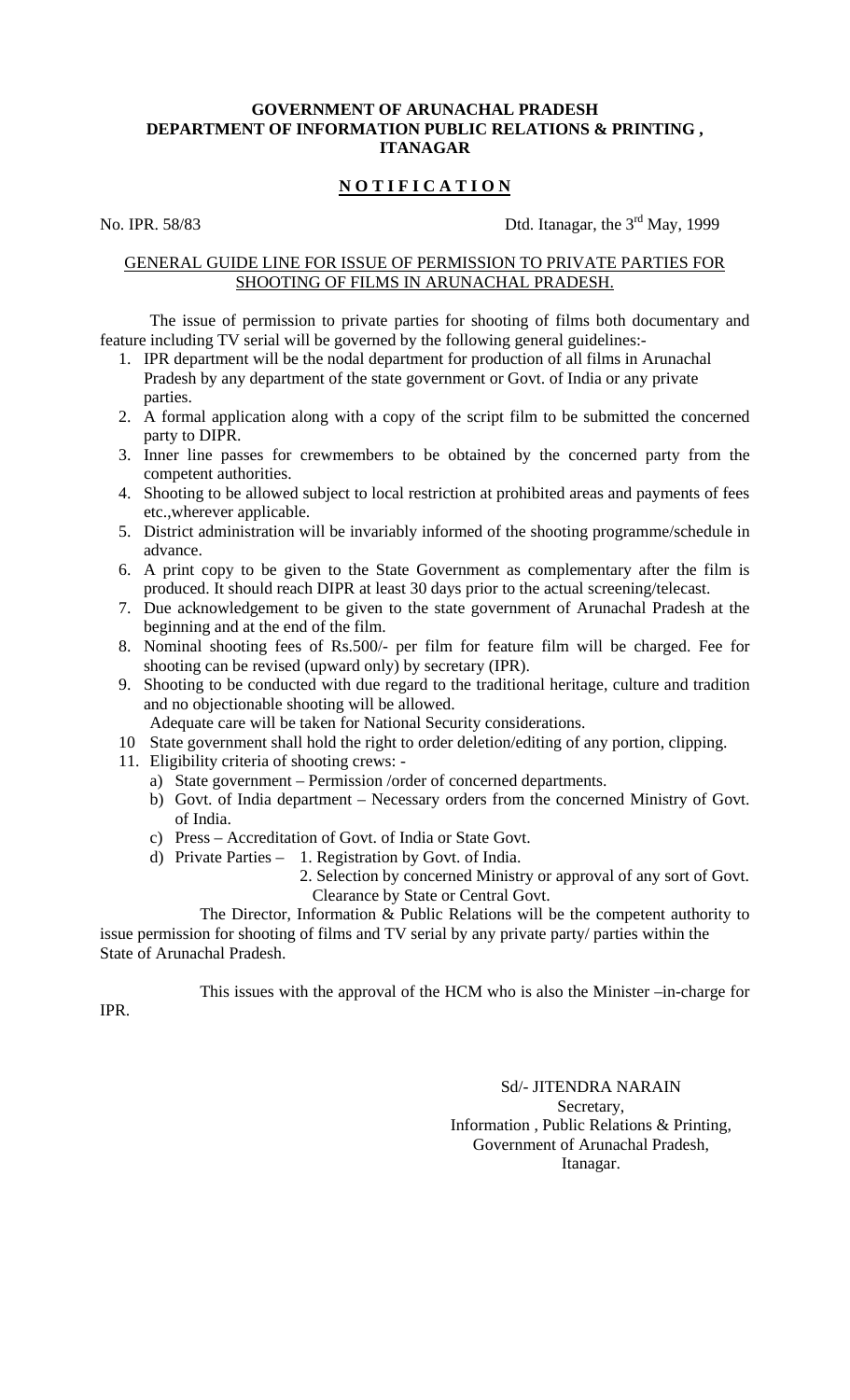**GOVERNMENT OF ARUNACHAL PRADESH**
**DEPARTMENT OF INFORMATION PUBLIC RELATIONS & PRINTING ,**
**ITANAGAR**

## N O T I F I C A T I O N

No. IPR. 58/83 Dtd. Itanagar, the 3rd May, 1999

GENERAL GUIDE LINE FOR ISSUE OF PERMISSION TO PRIVATE PARTIES FOR SHOOTING OF FILMS IN ARUNACHAL PRADESH.

The issue of permission to private parties for shooting of films both documentary and feature including TV serial will be governed by the following general guidelines:-

1. IPR department will be the nodal department for production of all films in Arunachal Pradesh by any department of the state government or Govt. of India or any private parties.
2. A formal application along with a copy of the script film to be submitted the concerned party to DIPR.
3. Inner line passes for crewmembers to be obtained by the concerned party from the competent authorities.
4. Shooting to be allowed subject to local restriction at prohibited areas and payments of fees etc.,wherever applicable.
5. District administration will be invariably informed of the shooting programme/schedule in advance.
6. A print copy to be given to the State Government as complementary after the film is produced. It should reach DIPR at least 30 days prior to the actual screening/telecast.
7. Due acknowledgement to be given to the state government of Arunachal Pradesh at the beginning and at the end of the film.
8. Nominal shooting fees of Rs.500/- per film for feature film will be charged. Fee for shooting can be revised (upward only) by secretary (IPR).
9. Shooting to be conducted with due regard to the traditional heritage, culture and tradition and no objectionable shooting will be allowed.
   Adequate care will be taken for National Security considerations.
10. State government shall hold the right to order deletion/editing of any portion, clipping.
11. Eligibility criteria of shooting crews: -
    a) State government – Permission /order of concerned departments.
    b) Govt. of India department – Necessary orders from the concerned Ministry of Govt. of India.
    c) Press – Accreditation of Govt. of India or State Govt.
    d) Private Parties – 1. Registration by Govt. of India.
       2. Selection by concerned Ministry or approval of any sort of Govt. Clearance by State or Central Govt.

The Director, Information & Public Relations will be the competent authority to issue permission for shooting of films and TV serial by any private party/ parties within the State of Arunachal Pradesh.

This issues with the approval of the HCM who is also the Minister –in-charge for IPR.

Sd/- JITENDRA NARAIN
Secretary,
Information , Public Relations & Printing,
Government of Arunachal Pradesh,
Itanagar.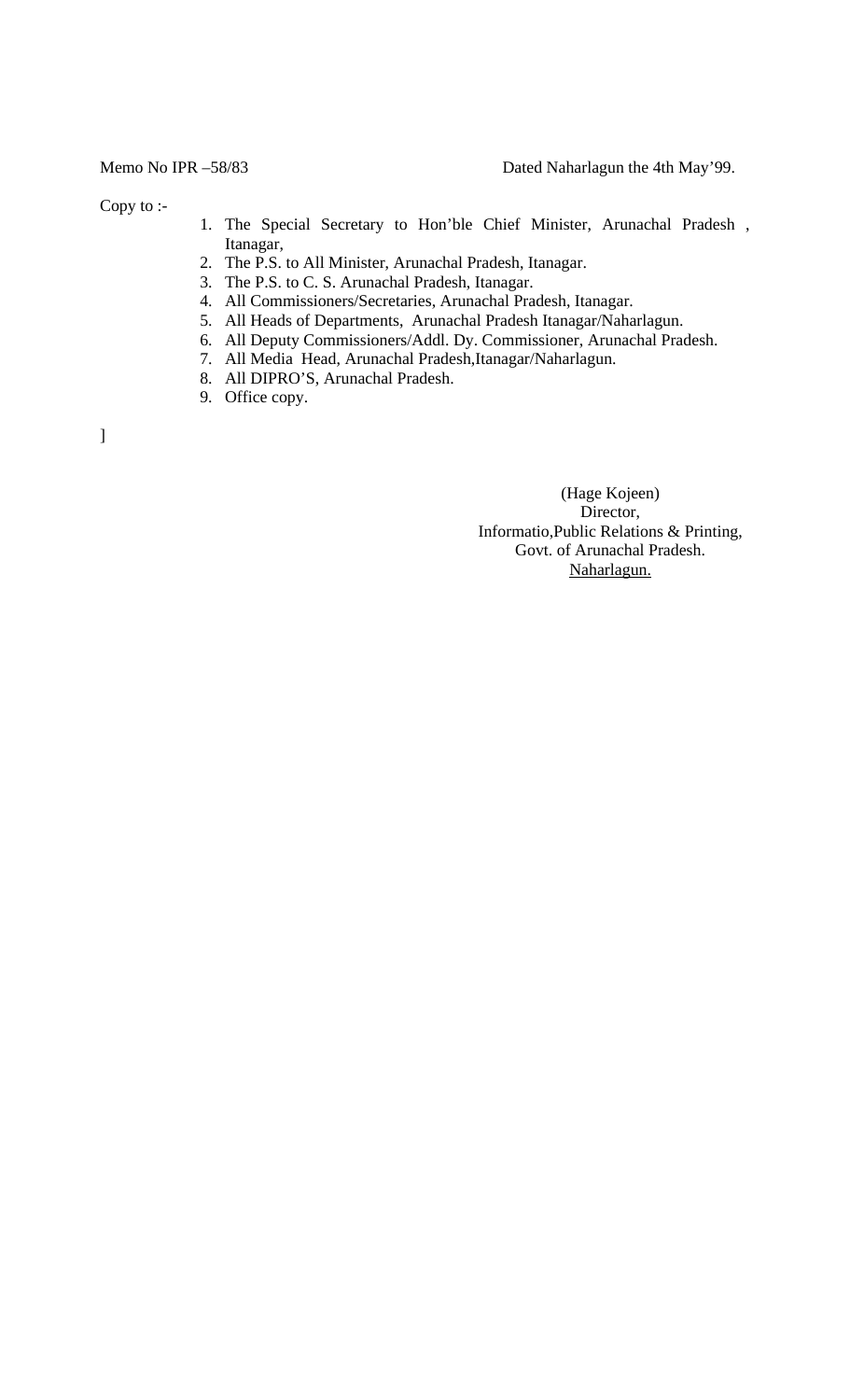Memo No IPR –58/83 Dated Naharlagun the 4th May'99.

Copy to :-

1. The Special Secretary to Hon'ble Chief Minister, Arunachal Pradesh , Itanagar,
2. The P.S. to All Minister, Arunachal Pradesh, Itanagar.
3. The P.S. to C. S. Arunachal Pradesh, Itanagar.
4. All Commissioners/Secretaries, Arunachal Pradesh, Itanagar.
5. All Heads of Departments, Arunachal Pradesh Itanagar/Naharlagun.
6. All Deputy Commissioners/Addl. Dy. Commissioner, Arunachal Pradesh.
7. All Media Head, Arunachal Pradesh,Itanagar/Naharlagun.
8. All DIPRO'S, Arunachal Pradesh.
9. Office copy.

]

(Hage Kojeen)
Director,
Informatio,Public Relations & Printing,
Govt. of Arunachal Pradesh.
Naharlagun.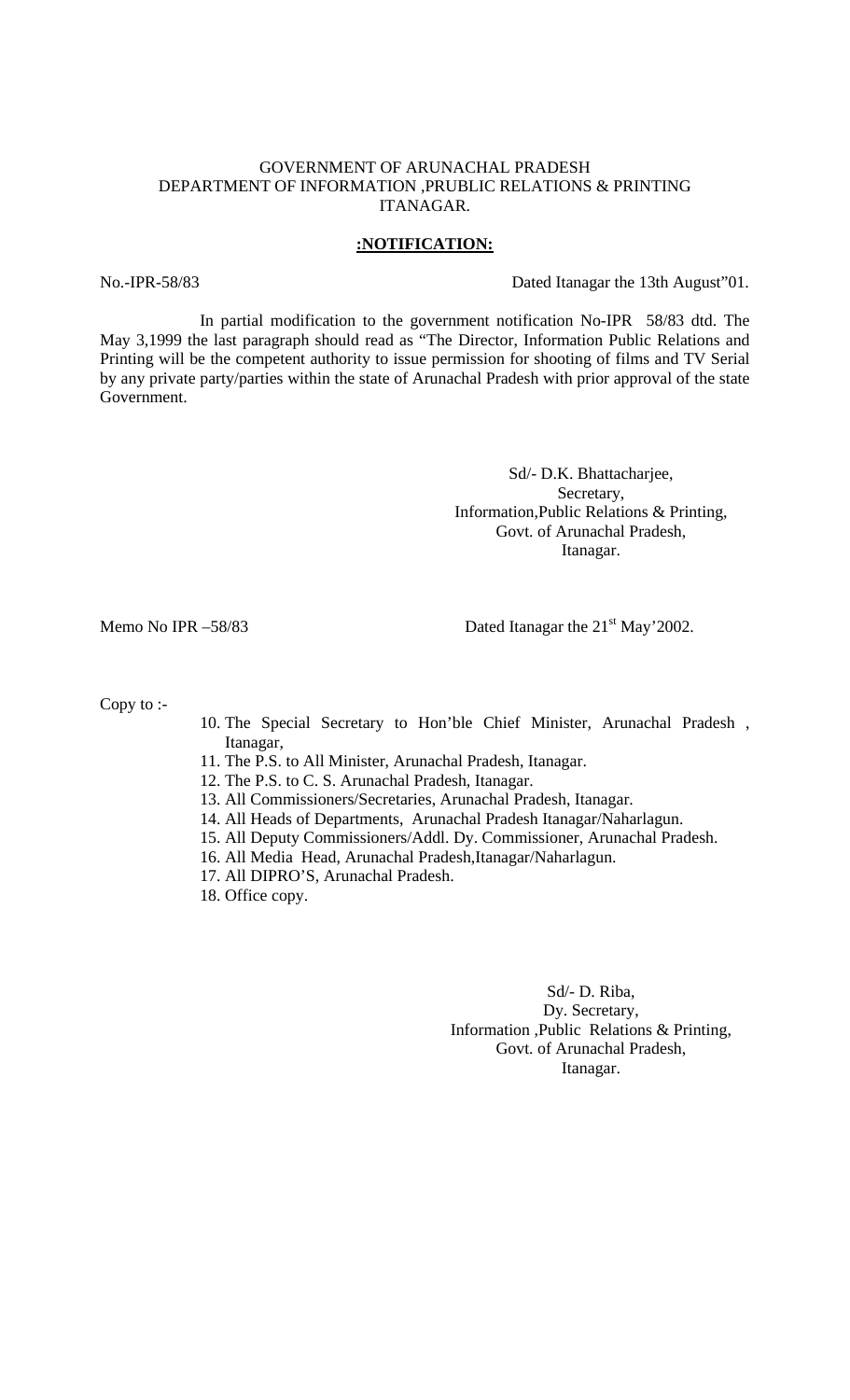GOVERNMENT OF ARUNACHAL PRADESH
DEPARTMENT OF INFORMATION ,PRUBLIC RELATIONS & PRINTING
ITANAGAR.

**:NOTIFICATION:**

No.-IPR-58/83 Dated Itanagar the 13th August"01.

In partial modification to the government notification No-IPR 58/83 dtd. The May 3,1999 the last paragraph should read as "The Director, Information Public Relations and Printing will be the competent authority to issue permission for shooting of films and TV Serial by any private party/parties within the state of Arunachal Pradesh with prior approval of the state Government.

Sd/- D.K. Bhattacharjee,
Secretary,
Information,Public Relations & Printing,
Govt. of Arunachal Pradesh,
Itanagar.

Memo No IPR –58/83 Dated Itanagar the 21st May'2002.

Copy to :-

10. The Special Secretary to Hon'ble Chief Minister, Arunachal Pradesh , Itanagar,
11. The P.S. to All Minister, Arunachal Pradesh, Itanagar.
12. The P.S. to C. S. Arunachal Pradesh, Itanagar.
13. All Commissioners/Secretaries, Arunachal Pradesh, Itanagar.
14. All Heads of Departments, Arunachal Pradesh Itanagar/Naharlagun.
15. All Deputy Commissioners/Addl. Dy. Commissioner, Arunachal Pradesh.
16. All Media Head, Arunachal Pradesh,Itanagar/Naharlagun.
17. All DIPRO'S, Arunachal Pradesh.
18. Office copy.

Sd/- D. Riba,
Dy. Secretary,
Information ,Public Relations & Printing,
Govt. of Arunachal Pradesh,
Itanagar.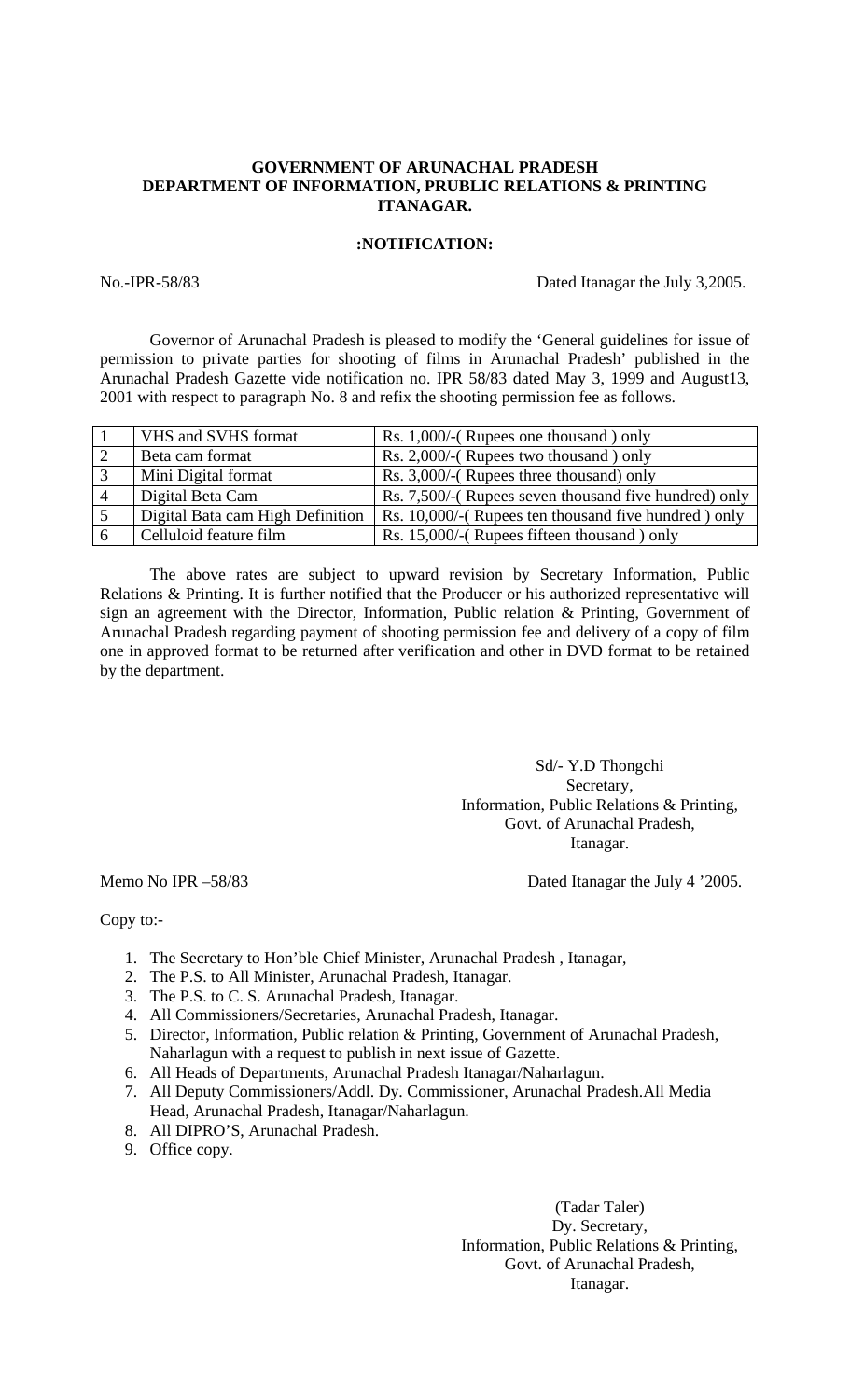**GOVERNMENT OF ARUNACHAL PRADESH**
**DEPARTMENT OF INFORMATION, PRUBLIC RELATIONS & PRINTING**
**ITANAGAR.**

**:NOTIFICATION:**

No.-IPR-58/83 Dated Itanagar the July 3,2005.

Governor of Arunachal Pradesh is pleased to modify the 'General guidelines for issue of permission to private parties for shooting of films in Arunachal Pradesh' published in the Arunachal Pradesh Gazette vide notification no. IPR 58/83 dated May 3, 1999 and August13, 2001 with respect to paragraph No. 8 and refix the shooting permission fee as follows.

| | | |
|---|---|---|
| 1 | VHS and SVHS format | Rs. 1,000/-( Rupees one thousand ) only |
| 2 | Beta cam format | Rs. 2,000/-( Rupees two thousand ) only |
| 3 | Mini Digital format | Rs. 3,000/-( Rupees three thousand) only |
| 4 | Digital Beta Cam | Rs. 7,500/-( Rupees seven thousand five hundred) only |
| 5 | Digital Bata cam High Definition | Rs. 10,000/-( Rupees ten thousand five hundred ) only |
| 6 | Celluloid feature film | Rs. 15,000/-( Rupees fifteen thousand ) only |

The above rates are subject to upward revision by Secretary Information, Public Relations & Printing. It is further notified that the Producer or his authorized representative will sign an agreement with the Director, Information, Public relation & Printing, Government of Arunachal Pradesh regarding payment of shooting permission fee and delivery of a copy of film one in approved format to be returned after verification and other in DVD format to be retained by the department.

Sd/- Y.D Thongchi
Secretary,
Information, Public Relations & Printing,
Govt. of Arunachal Pradesh,
Itanagar.

Memo No IPR –58/83 Dated Itanagar the July 4 '2005.

Copy to:-

1. The Secretary to Hon'ble Chief Minister, Arunachal Pradesh , Itanagar,
2. The P.S. to All Minister, Arunachal Pradesh, Itanagar.
3. The P.S. to C. S. Arunachal Pradesh, Itanagar.
4. All Commissioners/Secretaries, Arunachal Pradesh, Itanagar.
5. Director, Information, Public relation & Printing, Government of Arunachal Pradesh, Naharlagun with a request to publish in next issue of Gazette.
6. All Heads of Departments, Arunachal Pradesh Itanagar/Naharlagun.
7. All Deputy Commissioners/Addl. Dy. Commissioner, Arunachal Pradesh.All Media Head, Arunachal Pradesh, Itanagar/Naharlagun.
8. All DIPRO'S, Arunachal Pradesh.
9. Office copy.

(Tadar Taler)
Dy. Secretary,
Information, Public Relations & Printing,
Govt. of Arunachal Pradesh,
Itanagar.